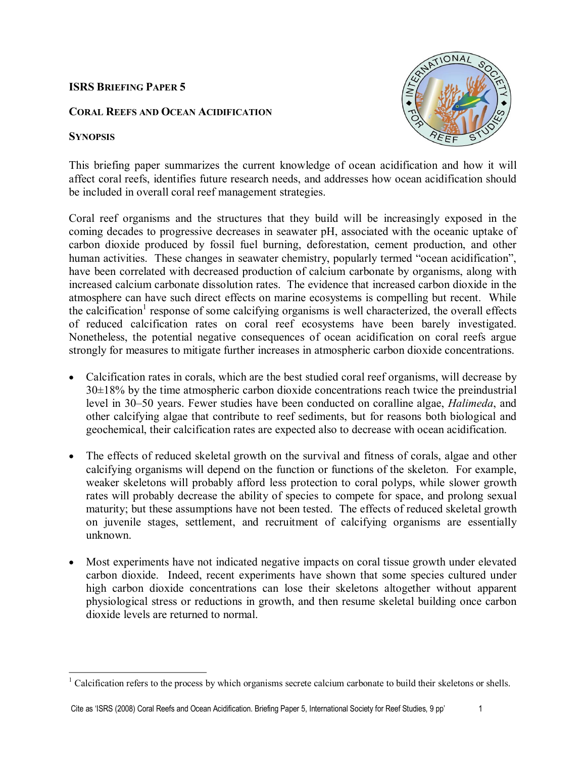# ISRS Briefing Paper 5

## Coral Reefs and Ocean Acidification

### Synopsis

This briefing paper summarizes the current knowledge of ocean acidification and how it will affect coral reefs, identifies future research needs, and addresses how ocean acidification should be included in overall coral reef management strategies.

Coral reef organisms and the structures that they build will be increasingly exposed in the coming decades to progressive decreases in seawater pH, associated with the oceanic uptake of carbon dioxide produced by fossil fuel burning, deforestation, cement production, and other human activities. These changes in seawater chemistry, popularly termed "ocean acidification", have been correlated with decreased production of calcium carbonate by organisms, along with increased calcium carbonate dissolution rates. The evidence that increased carbon dioxide in the atmosphere can have such direct effects on marine ecosystems is compelling but recent. While the calcification[1] response of some calcifying organisms is well characterized, the overall effects of reduced calcification rates on coral reef ecosystems have been barely investigated. Nonetheless, the potential negative consequences of ocean acidification on coral reefs argue strongly for measures to mitigate further increases in atmospheric carbon dioxide concentrations.

- Calcification rates in corals, which are the best studied coral reef organisms, will decrease by 30±18% by the time atmospheric carbon dioxide concentrations reach twice the preindustrial level in 30–50 years. Fewer studies have been conducted on coralline algae, *Halimeda*, and other calcifying algae that contribute to reef sediments, but for reasons both biological and geochemical, their calcification rates are expected also to decrease with ocean acidification.

- The effects of reduced skeletal growth on the survival and fitness of corals, algae and other calcifying organisms will depend on the function or functions of the skeleton. For example, weaker skeletons will probably afford less protection to coral polyps, while slower growth rates will probably decrease the ability of species to compete for space, and prolong sexual maturity; but these assumptions have not been tested. The effects of reduced skeletal growth on juvenile stages, settlement, and recruitment of calcifying organisms are essentially unknown.

- Most experiments have not indicated negative impacts on coral tissue growth under elevated carbon dioxide. Indeed, recent experiments have shown that some species cultured under high carbon dioxide concentrations can lose their skeletons altogether without apparent physiological stress or reductions in growth, and then resume skeletal building once carbon dioxide levels are returned to normal.

[1] Calcification refers to the process by which organisms secrete calcium carbonate to build their skeletons or shells.

Cite as 'ISRS (2008) Coral Reefs and Ocean Acidification. Briefing Paper 5, International Society for Reef Studies, 9 pp'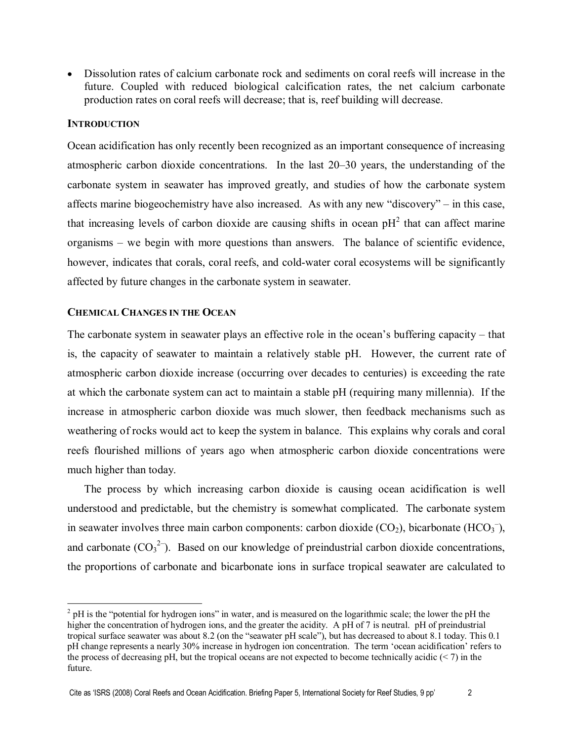- Dissolution rates of calcium carbonate rock and sediments on coral reefs will increase in the future. Coupled with reduced biological calcification rates, the net calcium carbonate production rates on coral reefs will decrease; that is, reef building will decrease.

## INTRODUCTION

Ocean acidification has only recently been recognized as an important consequence of increasing atmospheric carbon dioxide concentrations. In the last 20–30 years, the understanding of the carbonate system in seawater has improved greatly, and studies of how the carbonate system affects marine biogeochemistry have also increased. As with any new "discovery" – in this case, that increasing levels of carbon dioxide are causing shifts in ocean pH[2] that can affect marine organisms – we begin with more questions than answers. The balance of scientific evidence, however, indicates that corals, coral reefs, and cold-water coral ecosystems will be significantly affected by future changes in the carbonate system in seawater.

## CHEMICAL CHANGES IN THE OCEAN

The carbonate system in seawater plays an effective role in the ocean's buffering capacity – that is, the capacity of seawater to maintain a relatively stable pH. However, the current rate of atmospheric carbon dioxide increase (occurring over decades to centuries) is exceeding the rate at which the carbonate system can act to maintain a stable pH (requiring many millennia). If the increase in atmospheric carbon dioxide was much slower, then feedback mechanisms such as weathering of rocks would act to keep the system in balance. This explains why corals and coral reefs flourished millions of years ago when atmospheric carbon dioxide concentrations were much higher than today.

The process by which increasing carbon dioxide is causing ocean acidification is well understood and predictable, but the chemistry is somewhat complicated. The carbonate system in seawater involves three main carbon components: carbon dioxide ($CO_2$), bicarbonate ($HCO_3^-$), and carbonate ($CO_3^{2-}$). Based on our knowledge of preindustrial carbon dioxide concentrations, the proportions of carbonate and bicarbonate ions in surface tropical seawater are calculated to

---

[2] pH is the "potential for hydrogen ions" in water, and is measured on the logarithmic scale; the lower the pH the higher the concentration of hydrogen ions, and the greater the acidity. A pH of 7 is neutral. pH of preindustrial tropical surface seawater was about 8.2 (on the "seawater pH scale"), but has decreased to about 8.1 today. This 0.1 pH change represents a nearly 30% increase in hydrogen ion concentration. The term 'ocean acidification' refers to the process of decreasing pH, but the tropical oceans are not expected to become technically acidic (< 7) in the future.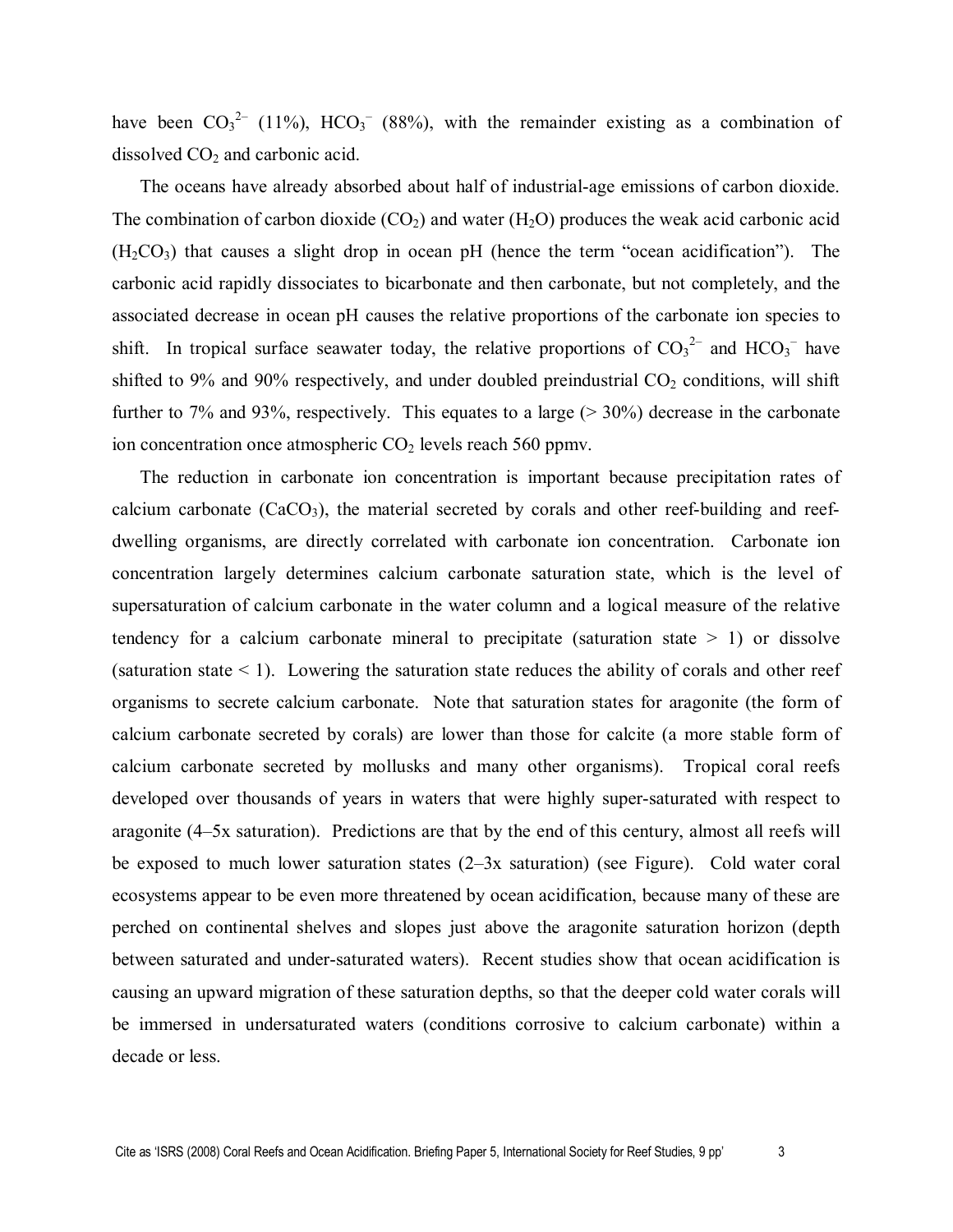have been $CO_3^{2-}$ (11%), $HCO_3^-$ (88%), with the remainder existing as a combination of dissolved $CO_2$ and carbonic acid.

The oceans have already absorbed about half of industrial-age emissions of carbon dioxide. The combination of carbon dioxide ($CO_2$) and water ($H_2O$) produces the weak acid carbonic acid ($H_2CO_3$) that causes a slight drop in ocean pH (hence the term "ocean acidification"). The carbonic acid rapidly dissociates to bicarbonate and then carbonate, but not completely, and the associated decrease in ocean pH causes the relative proportions of the carbonate ion species to shift. In tropical surface seawater today, the relative proportions of $CO_3^{2-}$ and $HCO_3^-$ have shifted to 9% and 90% respectively, and under doubled preindustrial $CO_2$ conditions, will shift further to 7% and 93%, respectively. This equates to a large (> 30%) decrease in the carbonate ion concentration once atmospheric $CO_2$ levels reach 560 ppmv.

The reduction in carbonate ion concentration is important because precipitation rates of calcium carbonate ($CaCO_3$), the material secreted by corals and other reef-building and reef-dwelling organisms, are directly correlated with carbonate ion concentration. Carbonate ion concentration largely determines calcium carbonate saturation state, which is the level of supersaturation of calcium carbonate in the water column and a logical measure of the relative tendency for a calcium carbonate mineral to precipitate (saturation state > 1) or dissolve (saturation state < 1). Lowering the saturation state reduces the ability of corals and other reef organisms to secrete calcium carbonate. Note that saturation states for aragonite (the form of calcium carbonate secreted by corals) are lower than those for calcite (a more stable form of calcium carbonate secreted by mollusks and many other organisms). Tropical coral reefs developed over thousands of years in waters that were highly super-saturated with respect to aragonite (4–5x saturation). Predictions are that by the end of this century, almost all reefs will be exposed to much lower saturation states (2–3x saturation) (see Figure). Cold water coral ecosystems appear to be even more threatened by ocean acidification, because many of these are perched on continental shelves and slopes just above the aragonite saturation horizon (depth between saturated and under-saturated waters). Recent studies show that ocean acidification is causing an upward migration of these saturation depths, so that the deeper cold water corals will be immersed in undersaturated waters (conditions corrosive to calcium carbonate) within a decade or less.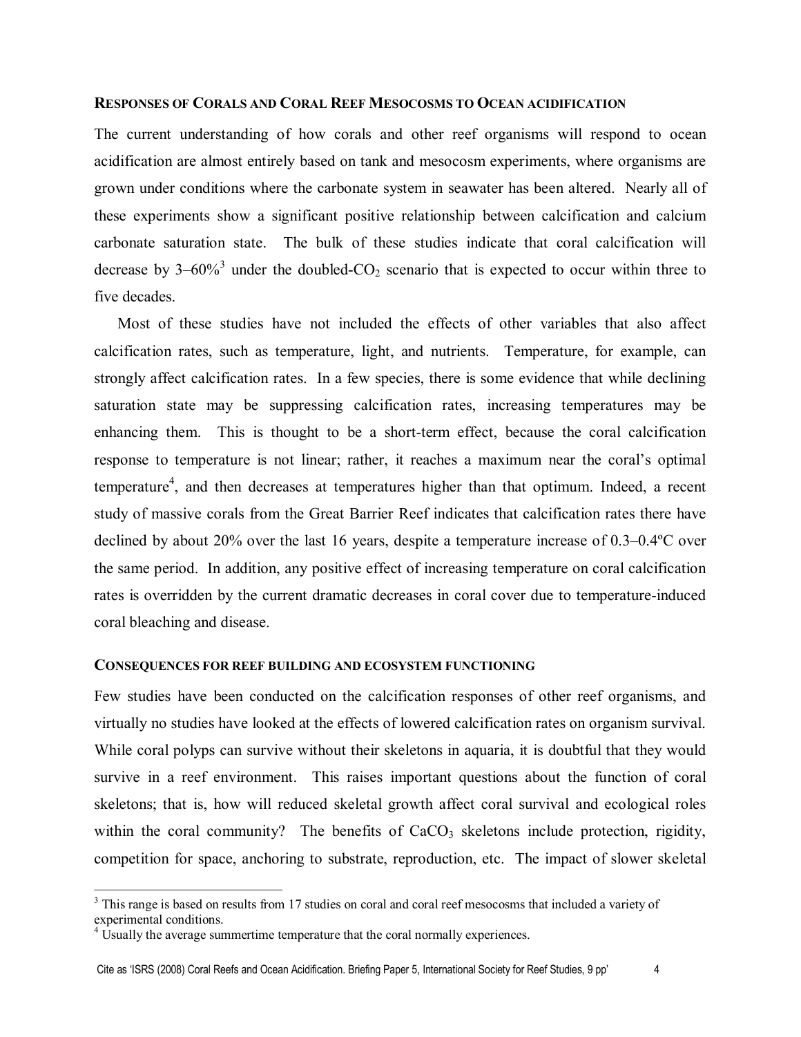### RESPONSES OF CORALS AND CORAL REEF MESOCOSMS TO OCEAN ACIDIFICATION

The current understanding of how corals and other reef organisms will respond to ocean acidification are almost entirely based on tank and mesocosm experiments, where organisms are grown under conditions where the carbonate system in seawater has been altered. Nearly all of these experiments show a significant positive relationship between calcification and calcium carbonate saturation state. The bulk of these studies indicate that coral calcification will decrease by 3–60%[3] under the doubled-$CO_2$ scenario that is expected to occur within three to five decades.

Most of these studies have not included the effects of other variables that also affect calcification rates, such as temperature, light, and nutrients. Temperature, for example, can strongly affect calcification rates. In a few species, there is some evidence that while declining saturation state may be suppressing calcification rates, increasing temperatures may be enhancing them. This is thought to be a short-term effect, because the coral calcification response to temperature is not linear; rather, it reaches a maximum near the coral's optimal temperature[4], and then decreases at temperatures higher than that optimum. Indeed, a recent study of massive corals from the Great Barrier Reef indicates that calcification rates there have declined by about 20% over the last 16 years, despite a temperature increase of 0.3–0.4ºC over the same period. In addition, any positive effect of increasing temperature on coral calcification rates is overridden by the current dramatic decreases in coral cover due to temperature-induced coral bleaching and disease.

### CONSEQUENCES FOR REEF BUILDING AND ECOSYSTEM FUNCTIONING

Few studies have been conducted on the calcification responses of other reef organisms, and virtually no studies have looked at the effects of lowered calcification rates on organism survival. While coral polyps can survive without their skeletons in aquaria, it is doubtful that they would survive in a reef environment. This raises important questions about the function of coral skeletons; that is, how will reduced skeletal growth affect coral survival and ecological roles within the coral community? The benefits of $CaCO_3$ skeletons include protection, rigidity, competition for space, anchoring to substrate, reproduction, etc. The impact of slower skeletal

---

[3] This range is based on results from 17 studies on coral and coral reef mesocosms that included a variety of experimental conditions.

[4] Usually the average summertime temperature that the coral normally experiences.

Cite as 'ISRS (2008) Coral Reefs and Ocean Acidification. Briefing Paper 5, International Society for Reef Studies, 9 pp'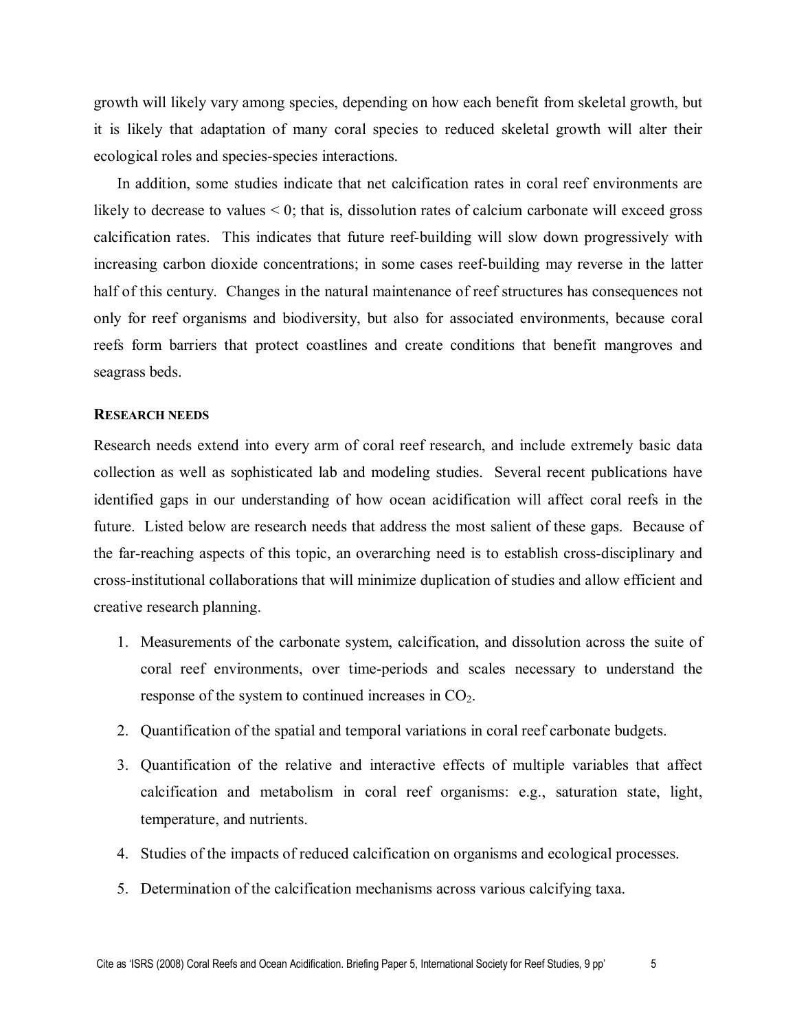growth will likely vary among species, depending on how each benefit from skeletal growth, but it is likely that adaptation of many coral species to reduced skeletal growth will alter their ecological roles and species-species interactions.

In addition, some studies indicate that net calcification rates in coral reef environments are likely to decrease to values $< 0$; that is, dissolution rates of calcium carbonate will exceed gross calcification rates. This indicates that future reef-building will slow down progressively with increasing carbon dioxide concentrations; in some cases reef-building may reverse in the latter half of this century. Changes in the natural maintenance of reef structures has consequences not only for reef organisms and biodiversity, but also for associated environments, because coral reefs form barriers that protect coastlines and create conditions that benefit mangroves and seagrass beds.

## RESEARCH NEEDS

Research needs extend into every arm of coral reef research, and include extremely basic data collection as well as sophisticated lab and modeling studies. Several recent publications have identified gaps in our understanding of how ocean acidification will affect coral reefs in the future. Listed below are research needs that address the most salient of these gaps. Because of the far-reaching aspects of this topic, an overarching need is to establish cross-disciplinary and cross-institutional collaborations that will minimize duplication of studies and allow efficient and creative research planning.

1. Measurements of the carbonate system, calcification, and dissolution across the suite of coral reef environments, over time-periods and scales necessary to understand the response of the system to continued increases in $CO_2$.
2. Quantification of the spatial and temporal variations in coral reef carbonate budgets.
3. Quantification of the relative and interactive effects of multiple variables that affect calcification and metabolism in coral reef organisms: e.g., saturation state, light, temperature, and nutrients.
4. Studies of the impacts of reduced calcification on organisms and ecological processes.
5. Determination of the calcification mechanisms across various calcifying taxa.

Cite as 'ISRS (2008) Coral Reefs and Ocean Acidification. Briefing Paper 5, International Society for Reef Studies, 9 pp'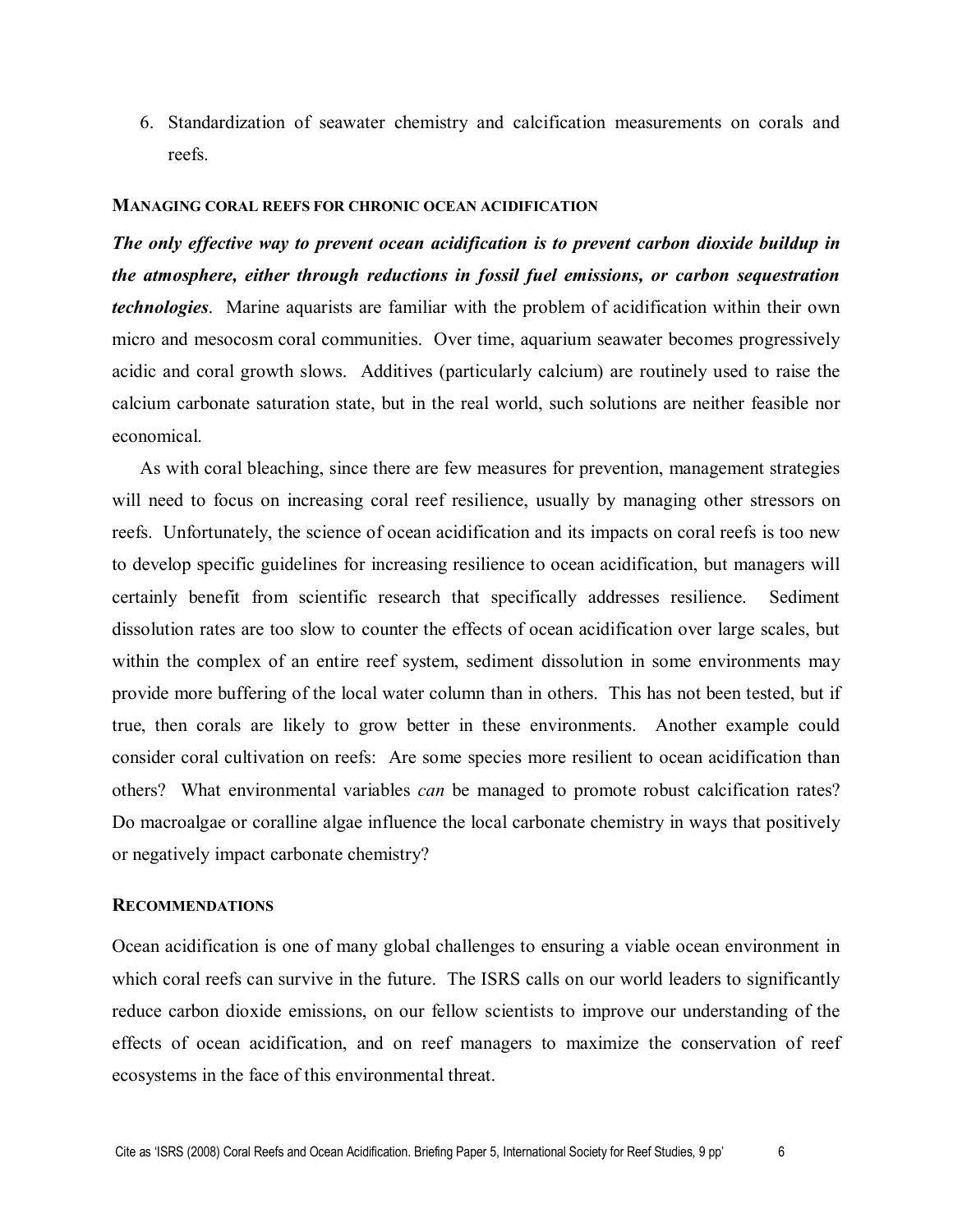6. Standardization of seawater chemistry and calcification measurements on corals and reefs.

## Managing coral reefs for chronic ocean acidification

***The only effective way to prevent ocean acidification is to prevent carbon dioxide buildup in the atmosphere, either through reductions in fossil fuel emissions, or carbon sequestration technologies***. Marine aquarists are familiar with the problem of acidification within their own micro and mesocosm coral communities. Over time, aquarium seawater becomes progressively acidic and coral growth slows. Additives (particularly calcium) are routinely used to raise the calcium carbonate saturation state, but in the real world, such solutions are neither feasible nor economical.

As with coral bleaching, since there are few measures for prevention, management strategies will need to focus on increasing coral reef resilience, usually by managing other stressors on reefs. Unfortunately, the science of ocean acidification and its impacts on coral reefs is too new to develop specific guidelines for increasing resilience to ocean acidification, but managers will certainly benefit from scientific research that specifically addresses resilience. Sediment dissolution rates are too slow to counter the effects of ocean acidification over large scales, but within the complex of an entire reef system, sediment dissolution in some environments may provide more buffering of the local water column than in others. This has not been tested, but if true, then corals are likely to grow better in these environments. Another example could consider coral cultivation on reefs: Are some species more resilient to ocean acidification than others? What environmental variables *can* be managed to promote robust calcification rates? Do macroalgae or coralline algae influence the local carbonate chemistry in ways that positively or negatively impact carbonate chemistry?

## Recommendations

Ocean acidification is one of many global challenges to ensuring a viable ocean environment in which coral reefs can survive in the future. The ISRS calls on our world leaders to significantly reduce carbon dioxide emissions, on our fellow scientists to improve our understanding of the effects of ocean acidification, and on reef managers to maximize the conservation of reef ecosystems in the face of this environmental threat.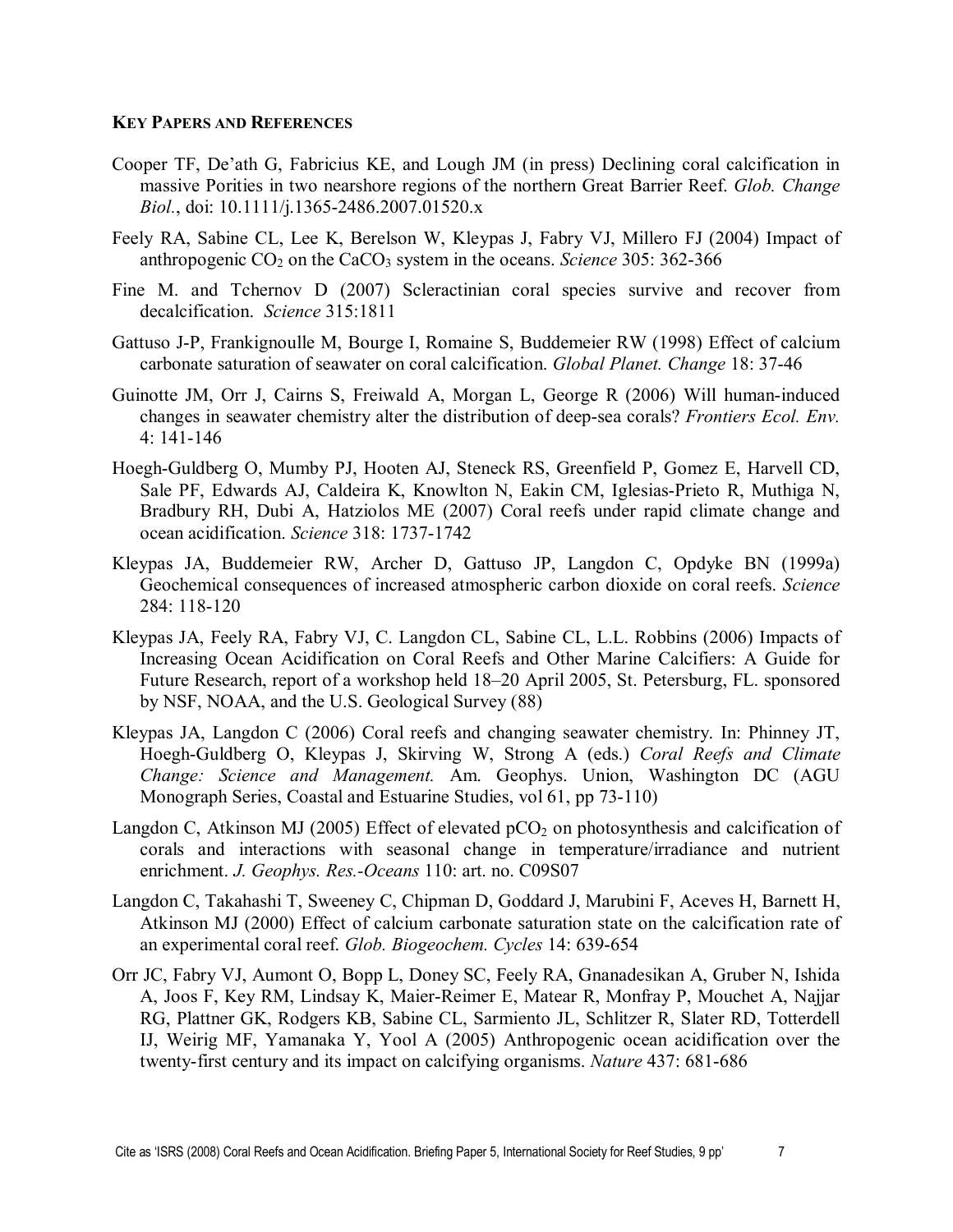**KEY PAPERS AND REFERENCES**

Cooper TF, De'ath G, Fabricius KE, and Lough JM (in press) Declining coral calcification in massive Porities in two nearshore regions of the northern Great Barrier Reef. *Glob. Change Biol.*, doi: 10.1111/j.1365-2486.2007.01520.x

Feely RA, Sabine CL, Lee K, Berelson W, Kleypas J, Fabry VJ, Millero FJ (2004) Impact of anthropogenic $CO_2$ on the $CaCO_3$ system in the oceans. *Science* 305: 362-366

Fine M. and Tchernov D (2007) Scleractinian coral species survive and recover from decalcification. *Science* 315:1811

Gattuso J-P, Frankignoulle M, Bourge I, Romaine S, Buddemeier RW (1998) Effect of calcium carbonate saturation of seawater on coral calcification. *Global Planet. Change* 18: 37-46

Guinotte JM, Orr J, Cairns S, Freiwald A, Morgan L, George R (2006) Will human-induced changes in seawater chemistry alter the distribution of deep-sea corals? *Frontiers Ecol. Env.* 4: 141-146

Hoegh-Guldberg O, Mumby PJ, Hooten AJ, Steneck RS, Greenfield P, Gomez E, Harvell CD, Sale PF, Edwards AJ, Caldeira K, Knowlton N, Eakin CM, Iglesias-Prieto R, Muthiga N, Bradbury RH, Dubi A, Hatziolos ME (2007) Coral reefs under rapid climate change and ocean acidification. *Science* 318: 1737-1742

Kleypas JA, Buddemeier RW, Archer D, Gattuso JP, Langdon C, Opdyke BN (1999a) Geochemical consequences of increased atmospheric carbon dioxide on coral reefs. *Science* 284: 118-120

Kleypas JA, Feely RA, Fabry VJ, C. Langdon CL, Sabine CL, L.L. Robbins (2006) Impacts of Increasing Ocean Acidification on Coral Reefs and Other Marine Calcifiers: A Guide for Future Research, report of a workshop held 18–20 April 2005, St. Petersburg, FL. sponsored by NSF, NOAA, and the U.S. Geological Survey (88)

Kleypas JA, Langdon C (2006) Coral reefs and changing seawater chemistry. In: Phinney JT, Hoegh-Guldberg O, Kleypas J, Skirving W, Strong A (eds.) *Coral Reefs and Climate Change: Science and Management.* Am. Geophys. Union, Washington DC (AGU Monograph Series, Coastal and Estuarine Studies, vol 61, pp 73-110)

Langdon C, Atkinson MJ (2005) Effect of elevated $pCO_2$ on photosynthesis and calcification of corals and interactions with seasonal change in temperature/irradiance and nutrient enrichment. *J. Geophys. Res.-Oceans* 110: art. no. C09S07

Langdon C, Takahashi T, Sweeney C, Chipman D, Goddard J, Marubini F, Aceves H, Barnett H, Atkinson MJ (2000) Effect of calcium carbonate saturation state on the calcification rate of an experimental coral reef. *Glob. Biogeochem. Cycles* 14: 639-654

Orr JC, Fabry VJ, Aumont O, Bopp L, Doney SC, Feely RA, Gnanadesikan A, Gruber N, Ishida A, Joos F, Key RM, Lindsay K, Maier-Reimer E, Matear R, Monfray P, Mouchet A, Najjar RG, Plattner GK, Rodgers KB, Sabine CL, Sarmiento JL, Schlitzer R, Slater RD, Totterdell IJ, Weirig MF, Yamanaka Y, Yool A (2005) Anthropogenic ocean acidification over the twenty-first century and its impact on calcifying organisms. *Nature* 437: 681-686

Cite as 'ISRS (2008) Coral Reefs and Ocean Acidification. Briefing Paper 5, International Society for Reef Studies, 9 pp'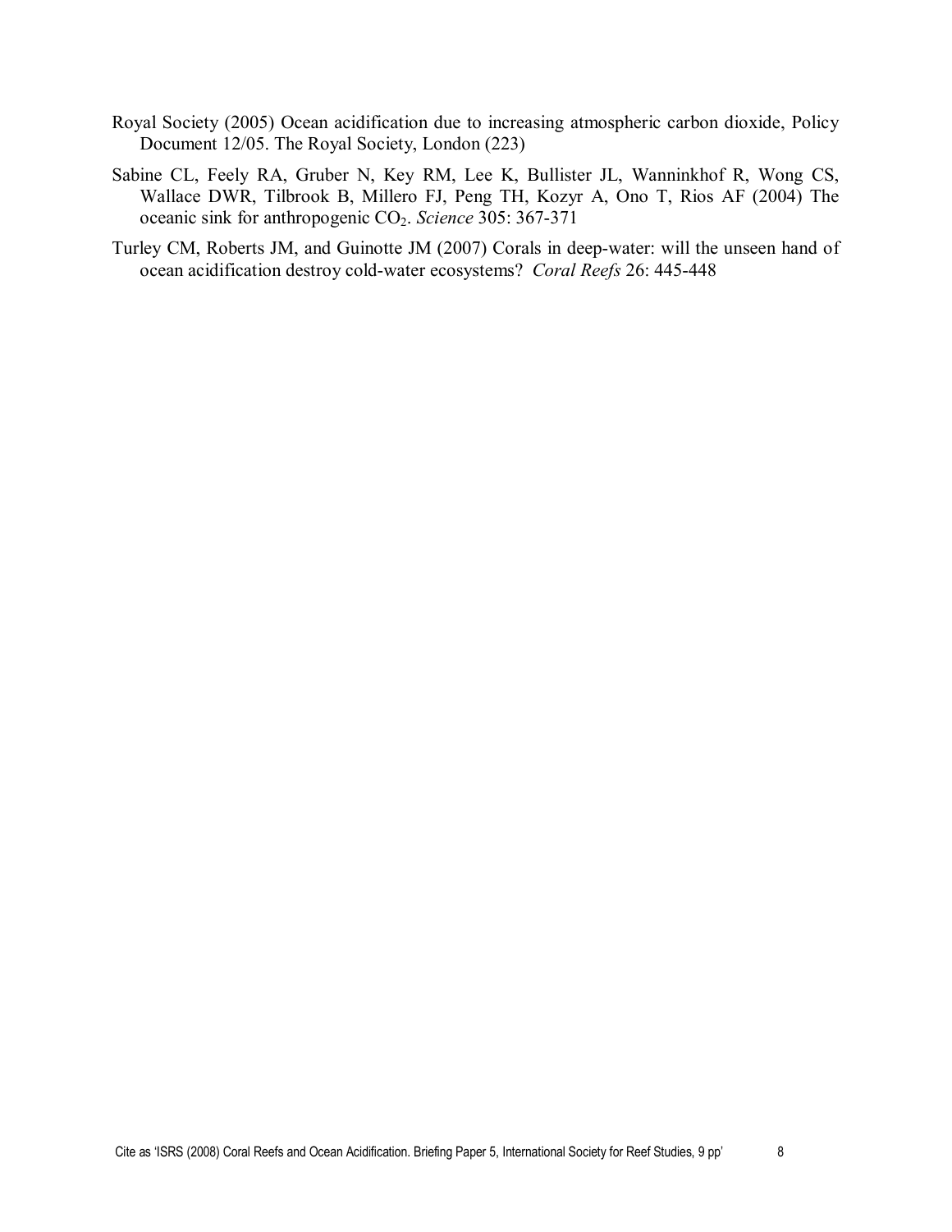Royal Society (2005) Ocean acidification due to increasing atmospheric carbon dioxide, Policy Document 12/05. The Royal Society, London (223)

Sabine CL, Feely RA, Gruber N, Key RM, Lee K, Bullister JL, Wanninkhof R, Wong CS, Wallace DWR, Tilbrook B, Millero FJ, Peng TH, Kozyr A, Ono T, Rios AF (2004) The oceanic sink for anthropogenic $CO_2$. *Science* 305: 367-371

Turley CM, Roberts JM, and Guinotte JM (2007) Corals in deep-water: will the unseen hand of ocean acidification destroy cold-water ecosystems? *Coral Reefs* 26: 445-448

Cite as 'ISRS (2008) Coral Reefs and Ocean Acidification. Briefing Paper 5, International Society for Reef Studies, 9 pp'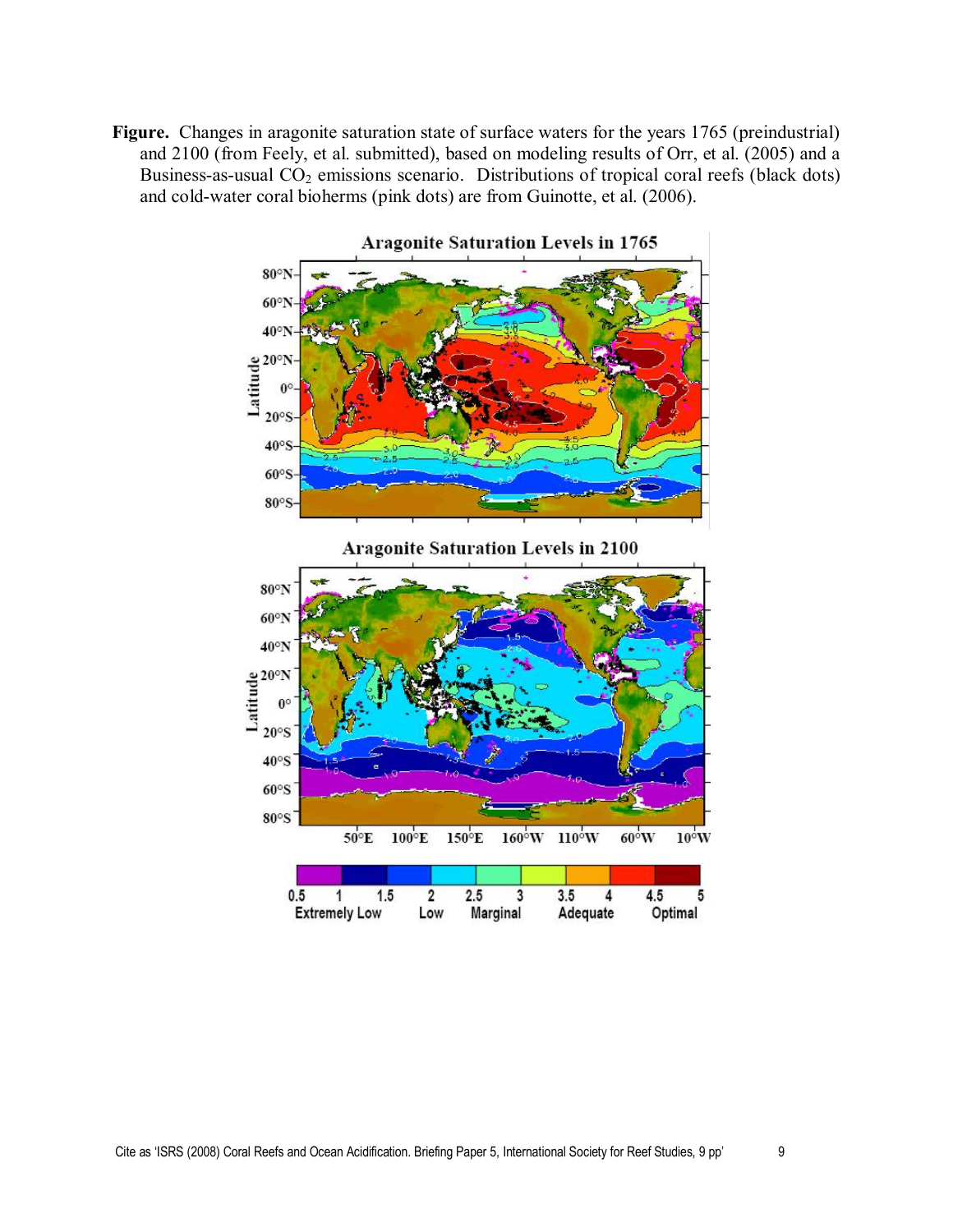**Figure.** Changes in aragonite saturation state of surface waters for the years 1765 (preindustrial) and 2100 (from Feely, et al. submitted), based on modeling results of Orr, et al. (2005) and a Business-as-usual $CO_2$ emissions scenario. Distributions of tropical coral reefs (black dots) and cold-water coral bioherms (pink dots) are from Guinotte, et al. (2006).

Aragonite Saturation Levels in 1765

Aragonite Saturation Levels in 2100

Latitude

80°N 60°N 40°N 20°N 0° 20°S 40°S 60°S 80°S

50°E 100°E 150°E 160°W 110°W 60°W 10°W

0.5 1 1.5 2 2.5 3 3.5 4 4.5 5

Extremely Low Low Marginal Adequate Optimal

Cite as 'ISRS (2008) Coral Reefs and Ocean Acidification. Briefing Paper 5, International Society for Reef Studies, 9 pp'